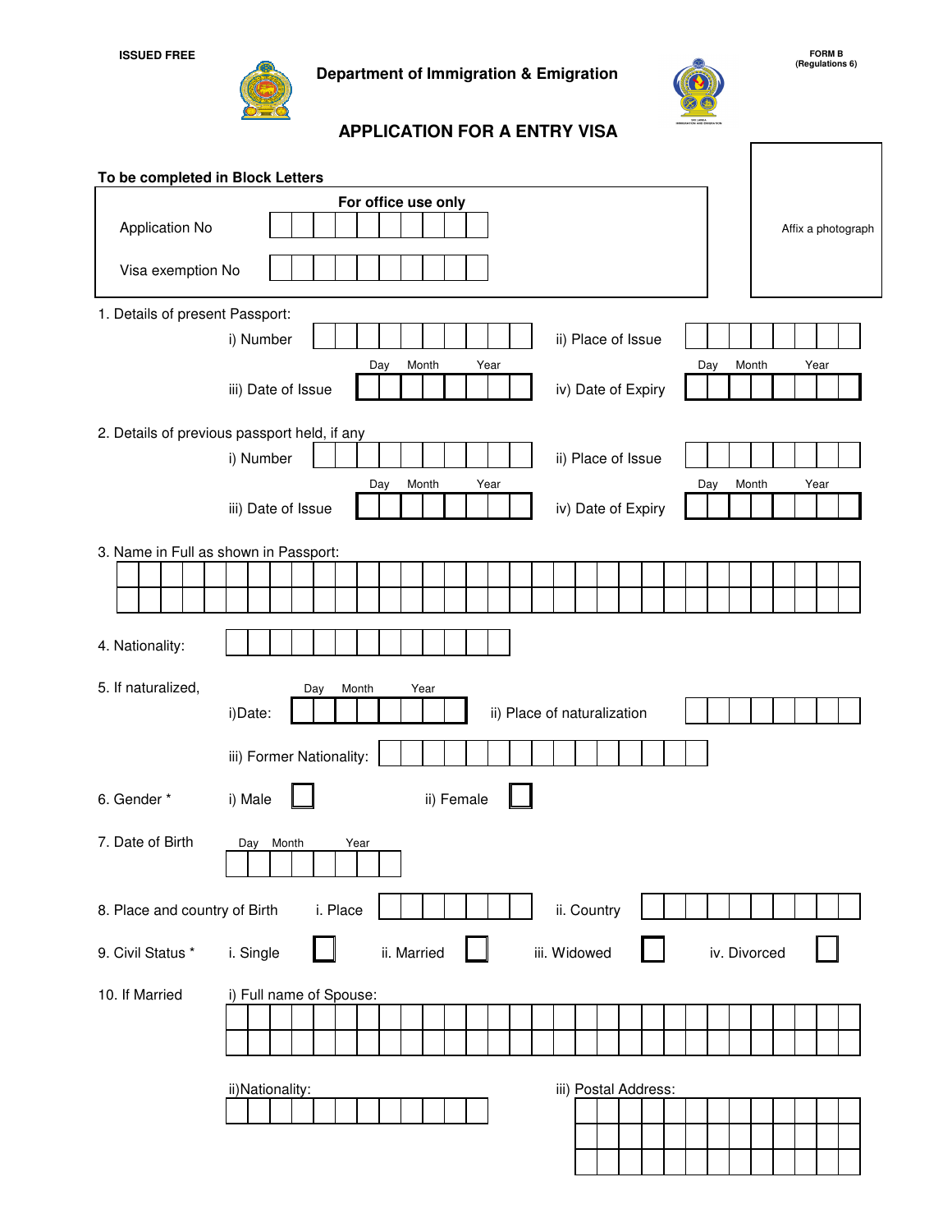ISSUED FREE

FORM B
(Regulations 6)

# Department of Immigration & Emigration

## APPLICATION FOR A ENTRY VISA

Affix a photograph

**To be completed in Block Letters**

**For office use only**

Application No

Visa exemption No

1. Details of present Passport:
   - i) Number
   - ii) Place of Issue
   - iii) Date of Issue (Day Month Year)
   - iv) Date of Expiry (Day Month Year)

2. Details of previous passport held, if any
   - i) Number
   - ii) Place of Issue
   - iii) Date of Issue (Day Month Year)
   - iv) Date of Expiry (Day Month Year)

3. Name in Full as shown in Passport:

4. Nationality:

5. If naturalized,
   - i)Date: (Day Month Year)
   - ii) Place of naturalization
   - iii) Former Nationality:

6. Gender *
   - i) Male ☐
   - ii) Female ☐

7. Date of Birth (Day Month Year)

8. Place and country of Birth
   - i. Place
   - ii. Country

9. Civil Status *
   - i. Single ☐
   - ii. Married ☐
   - iii. Widowed ☐
   - iv. Divorced ☐

10. If Married
    - i) Full name of Spouse:
    - ii)Nationality:
    - iii) Postal Address: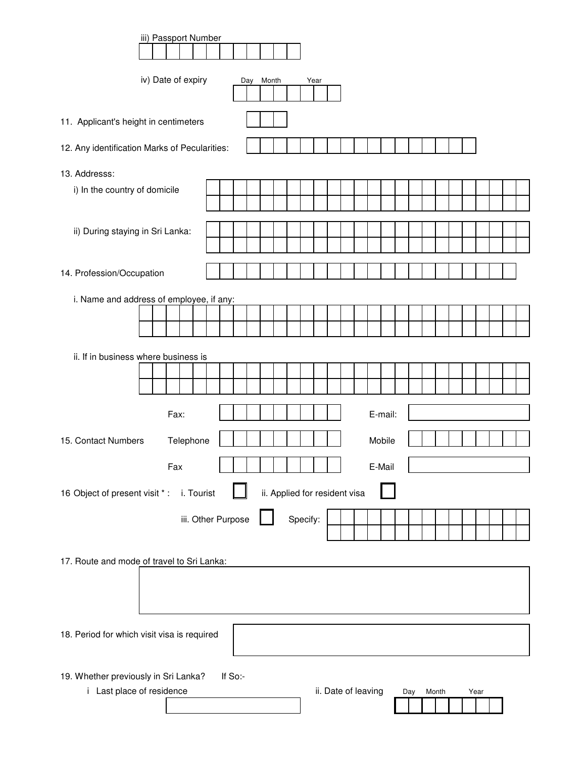iii) Passport Number

iv) Date of expiry Day Month Year

11. Applicant's height in centimeters

12. Any identification Marks of Pecularities:

13. Addresss:

i) In the country of domicile

ii) During staying in Sri Lanka:

14. Profession/Occupation

i. Name and address of employee, if any:

ii. If in business where business is

Fax: E-mail:

15. Contact Numbers Telephone Mobile

Fax E-Mail

16 Object of present visit * : i. Tourist ☐ ii. Applied for resident visa ☐

iii. Other Purpose ☐ Specify:

17. Route and mode of travel to Sri Lanka:

18. Period for which visit visa is required

19. Whether previously in Sri Lanka? If So:-

i Last place of residence

ii. Date of leaving Day Month Year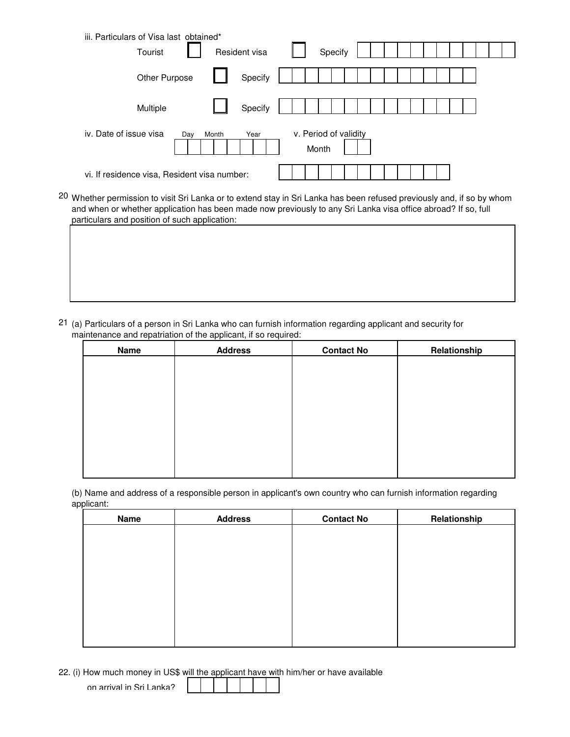iii. Particulars of Visa last obtained*

Tourist ☐ Resident visa ☐ Specify

Other Purpose ☐ Specify

Multiple ☐ Specify

iv. Date of issue visa Day Month Year

v. Period of validity Month

vi. If residence visa, Resident visa number:

20 Whether permission to visit Sri Lanka or to extend stay in Sri Lanka has been refused previously and, if so by whom and when or whether application has been made now previously to any Sri Lanka visa office abroad? If so, full particulars and position of such application:

21 (a) Particulars of a person in Sri Lanka who can furnish information regarding applicant and security for maintenance and repatriation of the applicant, if so required:

| Name | Address | Contact No | Relationship |
|---|---|---|---|
| | | | |

(b) Name and address of a responsible person in applicant's own country who can furnish information regarding applicant:

| Name | Address | Contact No | Relationship |
|---|---|---|---|
| | | | |

22. (i) How much money in US$ will the applicant have with him/her or have available on arrival in Sri Lanka?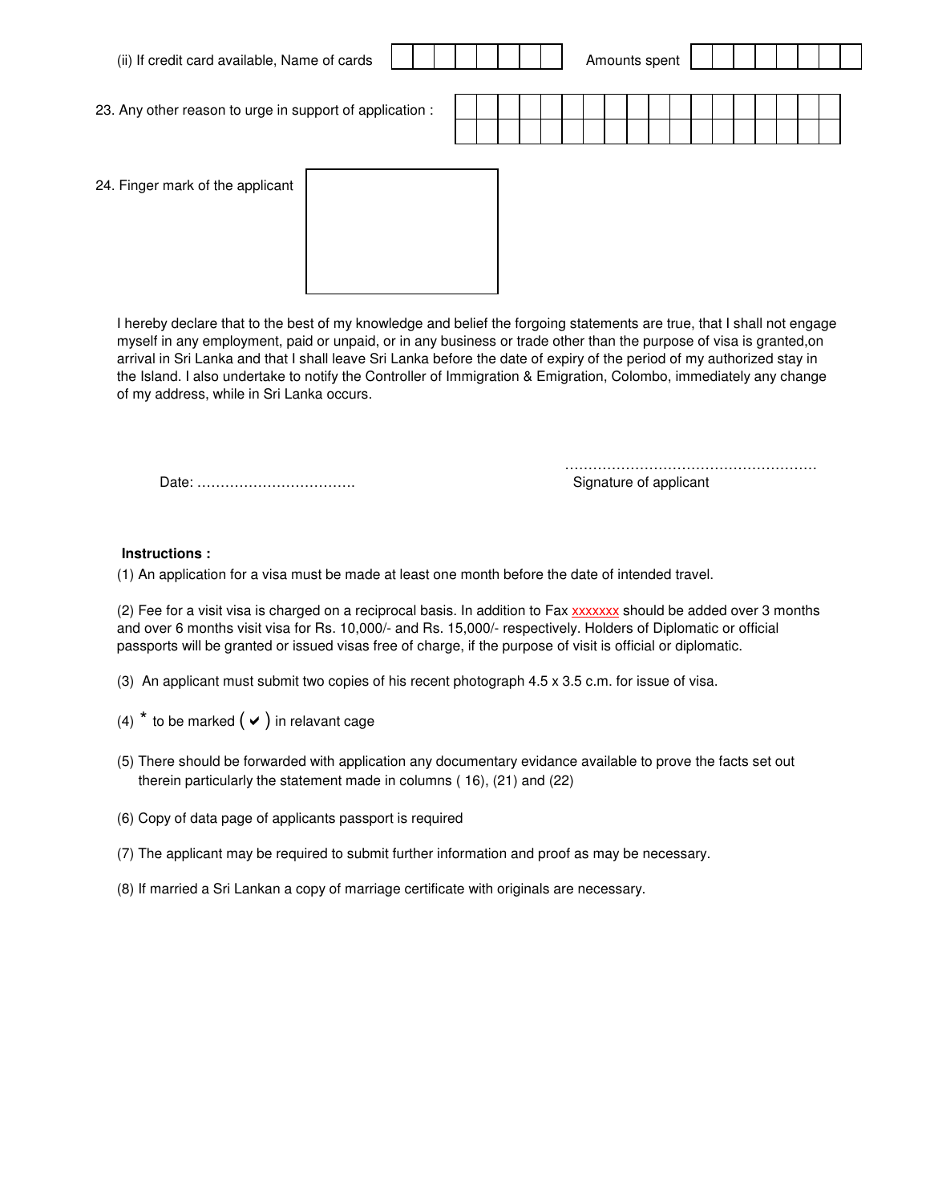(ii) If credit card available, Name of cards | | Amounts spent | |

23. Any other reason to urge in support of application :

24. Finger mark of the applicant

I hereby declare that to the best of my knowledge and belief the forgoing statements are true, that I shall not engage myself in any employment, paid or unpaid, or in any business or trade other than the purpose of visa is granted,on arrival in Sri Lanka and that I shall leave Sri Lanka before the date of expiry of the period of my authorized stay in the Island. I also undertake to notify the Controller of Immigration & Emigration, Colombo, immediately any change of my address, while in Sri Lanka occurs.

Date: …………………………….

……………………………………………… 
Signature of applicant

**Instructions :**

(1) An application for a visa must be made at least one month before the date of intended travel.

(2) Fee for a visit visa is charged on a reciprocal basis. In addition to Fax xxxxxxx should be added over 3 months and over 6 months visit visa for Rs. 10,000/- and Rs. 15,000/- respectively. Holders of Diplomatic or official passports will be granted or issued visas free of charge, if the purpose of visit is official or diplomatic.

(3) An applicant must submit two copies of his recent photograph 4.5 x 3.5 c.m. for issue of visa.

(4) * to be marked ( ✔ ) in relavant cage

(5) There should be forwarded with application any documentary evidance available to prove the facts set out therein particularly the statement made in columns ( 16), (21) and (22)

(6) Copy of data page of applicants passport is required

(7) The applicant may be required to submit further information and proof as may be necessary.

(8) If married a Sri Lankan a copy of marriage certificate with originals are necessary.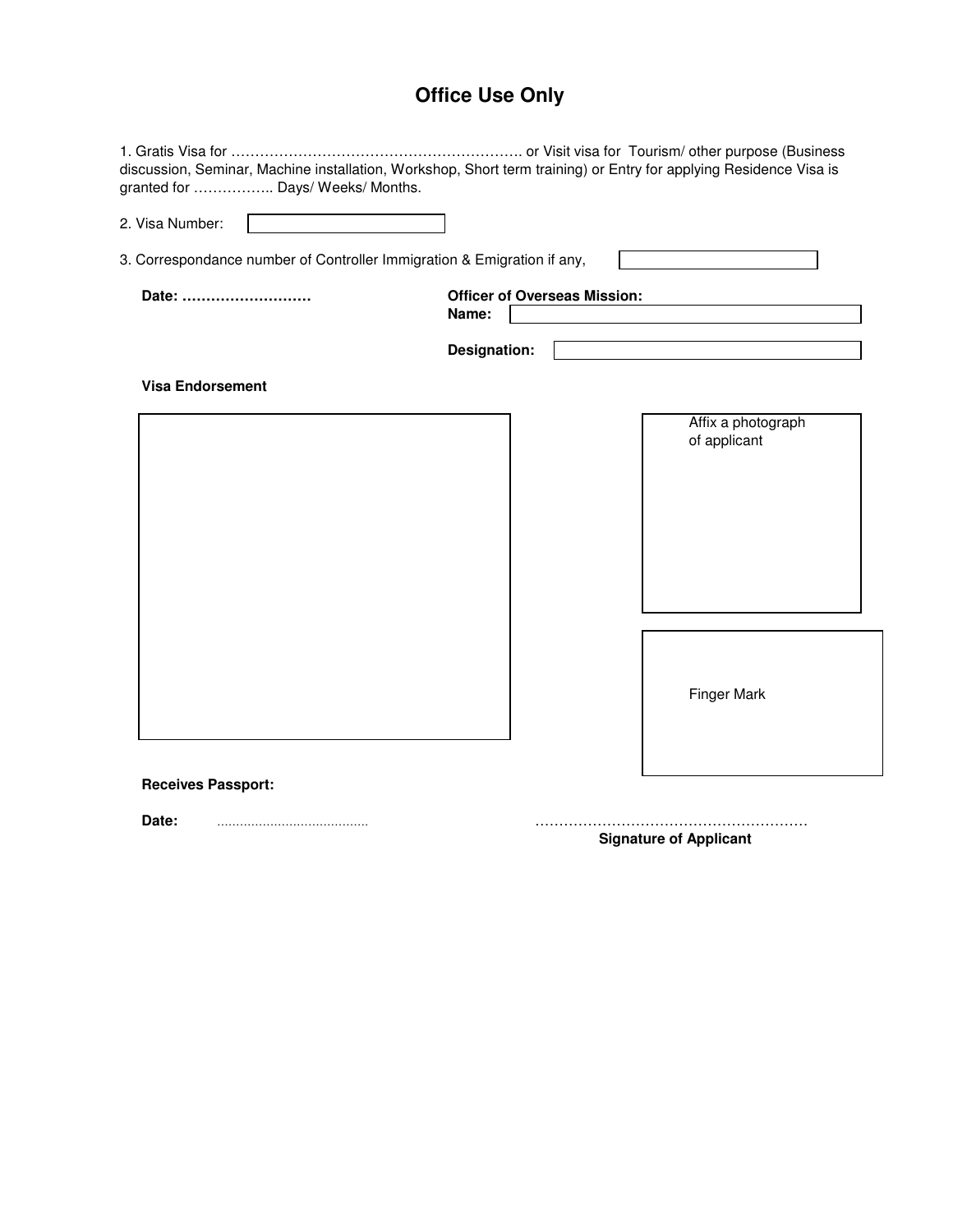# Office Use Only

1. Gratis Visa for ………………………………………………………. or Visit visa for Tourism/ other purpose (Business discussion, Seminar, Machine installation, Workshop, Short term training) or Entry for applying Residence Visa is granted for …………….. Days/ Weeks/ Months.

2. Visa Number: [ ]

3. Correspondance number of Controller Immigration & Emigration if any, [ ]

**Date: ………………………**

**Officer of Overseas Mission:**
**Name:** [ ]

**Designation:** [ ]

**Visa Endorsement**

[ ]

Affix a photograph of applicant

Finger Mark

**Receives Passport:**

**Date:** ........................................

…………………………………………………
**Signature of Applicant**